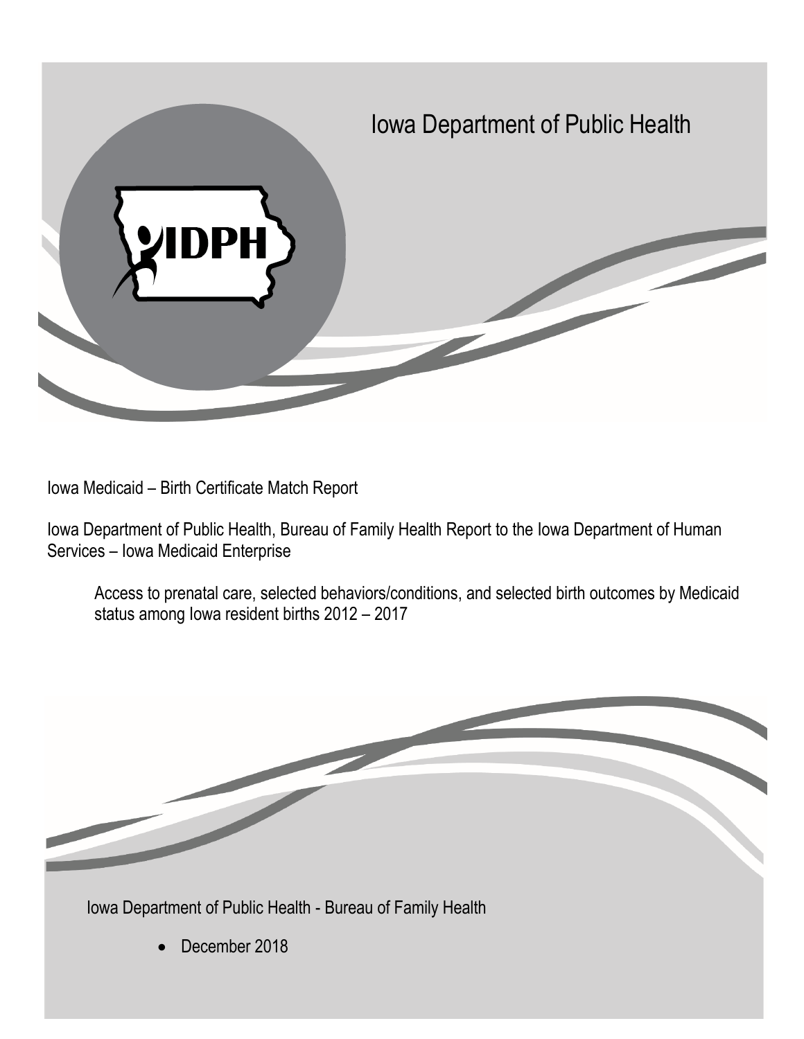# Iowa Department of Public Health

IDPH

Iowa Medicaid – Birth Certificate Match Report

Iowa Department of Public Health, Bureau of Family Health Report to the Iowa Department of Human Services – Iowa Medicaid Enterprise

Access to prenatal care, selected behaviors/conditions, and selected birth outcomes by Medicaid status among Iowa resident births 2012 – 2017

Iowa Department of Public Health - Bureau of Family Health

- December 2018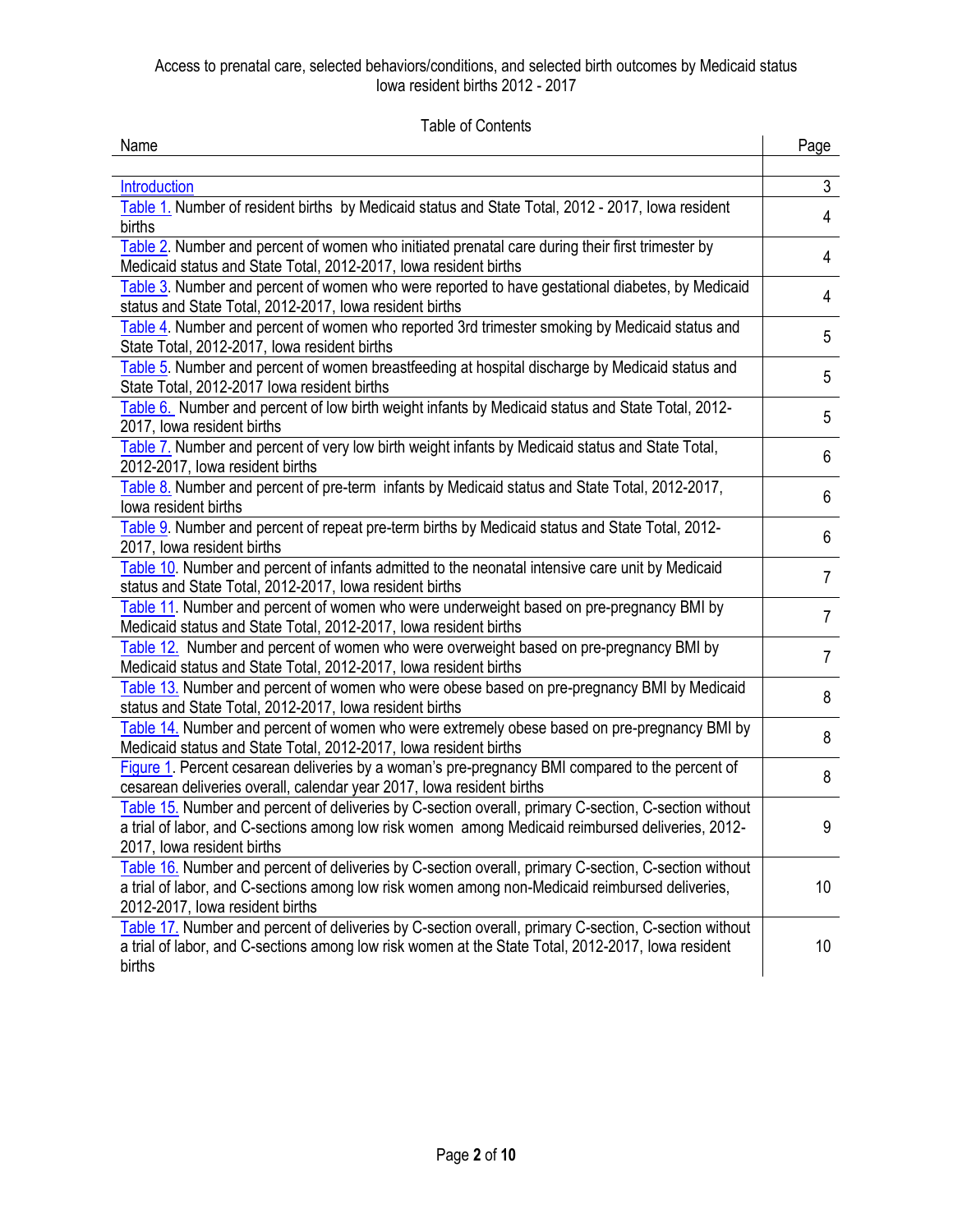Access to prenatal care, selected behaviors/conditions, and selected birth outcomes by Medicaid status
Iowa resident births 2012 - 2017

Table of Contents

| Name | Page |
|---|---|
| Introduction | 3 |
| Table 1. Number of resident births by Medicaid status and State Total, 2012 - 2017, Iowa resident births | 4 |
| Table 2. Number and percent of women who initiated prenatal care during their first trimester by Medicaid status and State Total, 2012-2017, Iowa resident births | 4 |
| Table 3. Number and percent of women who were reported to have gestational diabetes, by Medicaid status and State Total, 2012-2017, Iowa resident births | 4 |
| Table 4. Number and percent of women who reported 3rd trimester smoking by Medicaid status and State Total, 2012-2017, Iowa resident births | 5 |
| Table 5. Number and percent of women breastfeeding at hospital discharge by Medicaid status and State Total, 2012-2017 Iowa resident births | 5 |
| Table 6. Number and percent of low birth weight infants by Medicaid status and State Total, 2012-2017, Iowa resident births | 5 |
| Table 7. Number and percent of very low birth weight infants by Medicaid status and State Total, 2012-2017, Iowa resident births | 6 |
| Table 8. Number and percent of pre-term infants by Medicaid status and State Total, 2012-2017, Iowa resident births | 6 |
| Table 9. Number and percent of repeat pre-term births by Medicaid status and State Total, 2012-2017, Iowa resident births | 6 |
| Table 10. Number and percent of infants admitted to the neonatal intensive care unit by Medicaid status and State Total, 2012-2017, Iowa resident births | 7 |
| Table 11. Number and percent of women who were underweight based on pre-pregnancy BMI by Medicaid status and State Total, 2012-2017, Iowa resident births | 7 |
| Table 12. Number and percent of women who were overweight based on pre-pregnancy BMI by Medicaid status and State Total, 2012-2017, Iowa resident births | 7 |
| Table 13. Number and percent of women who were obese based on pre-pregnancy BMI by Medicaid status and State Total, 2012-2017, Iowa resident births | 8 |
| Table 14. Number and percent of women who were extremely obese based on pre-pregnancy BMI by Medicaid status and State Total, 2012-2017, Iowa resident births | 8 |
| Figure 1. Percent cesarean deliveries by a woman's pre-pregnancy BMI compared to the percent of cesarean deliveries overall, calendar year 2017, Iowa resident births | 8 |
| Table 15. Number and percent of deliveries by C-section overall, primary C-section, C-section without a trial of labor, and C-sections among low risk women among Medicaid reimbursed deliveries, 2012-2017, Iowa resident births | 9 |
| Table 16. Number and percent of deliveries by C-section overall, primary C-section, C-section without a trial of labor, and C-sections among low risk women among non-Medicaid reimbursed deliveries, 2012-2017, Iowa resident births | 10 |
| Table 17. Number and percent of deliveries by C-section overall, primary C-section, C-section without a trial of labor, and C-sections among low risk women at the State Total, 2012-2017, Iowa resident births | 10 |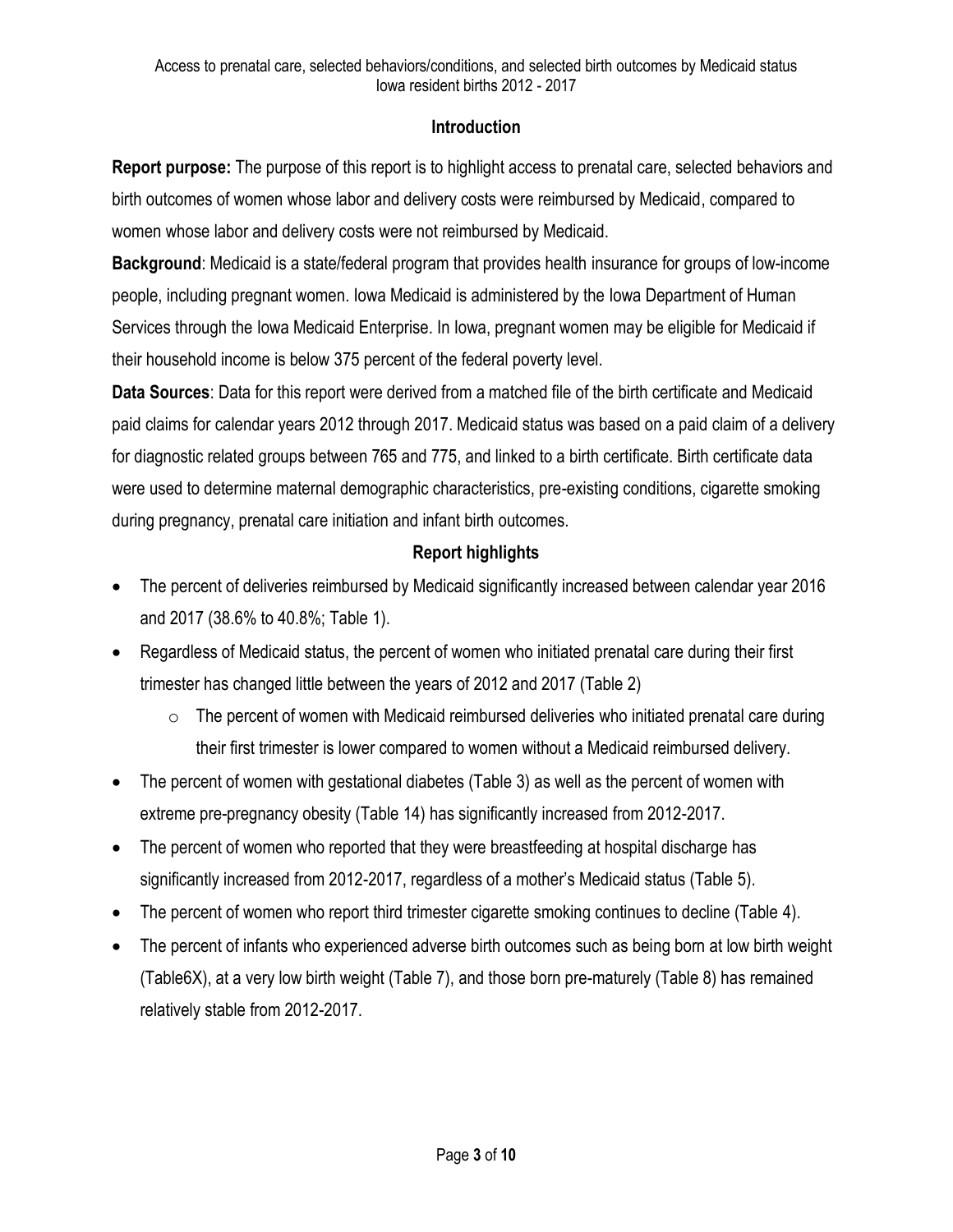Access to prenatal care, selected behaviors/conditions, and selected birth outcomes by Medicaid status
Iowa resident births 2012 - 2017

## Introduction

**Report purpose:** The purpose of this report is to highlight access to prenatal care, selected behaviors and birth outcomes of women whose labor and delivery costs were reimbursed by Medicaid, compared to women whose labor and delivery costs were not reimbursed by Medicaid.

**Background**: Medicaid is a state/federal program that provides health insurance for groups of low-income people, including pregnant women. Iowa Medicaid is administered by the Iowa Department of Human Services through the Iowa Medicaid Enterprise. In Iowa, pregnant women may be eligible for Medicaid if their household income is below 375 percent of the federal poverty level.

**Data Sources**: Data for this report were derived from a matched file of the birth certificate and Medicaid paid claims for calendar years 2012 through 2017. Medicaid status was based on a paid claim of a delivery for diagnostic related groups between 765 and 775, and linked to a birth certificate. Birth certificate data were used to determine maternal demographic characteristics, pre-existing conditions, cigarette smoking during pregnancy, prenatal care initiation and infant birth outcomes.

## Report highlights

- The percent of deliveries reimbursed by Medicaid significantly increased between calendar year 2016 and 2017 (38.6% to 40.8%; Table 1).
- Regardless of Medicaid status, the percent of women who initiated prenatal care during their first trimester has changed little between the years of 2012 and 2017 (Table 2)
  - The percent of women with Medicaid reimbursed deliveries who initiated prenatal care during their first trimester is lower compared to women without a Medicaid reimbursed delivery.
- The percent of women with gestational diabetes (Table 3) as well as the percent of women with extreme pre-pregnancy obesity (Table 14) has significantly increased from 2012-2017.
- The percent of women who reported that they were breastfeeding at hospital discharge has significantly increased from 2012-2017, regardless of a mother's Medicaid status (Table 5).
- The percent of women who report third trimester cigarette smoking continues to decline (Table 4).
- The percent of infants who experienced adverse birth outcomes such as being born at low birth weight (Table6X), at a very low birth weight (Table 7), and those born pre-maturely (Table 8) has remained relatively stable from 2012-2017.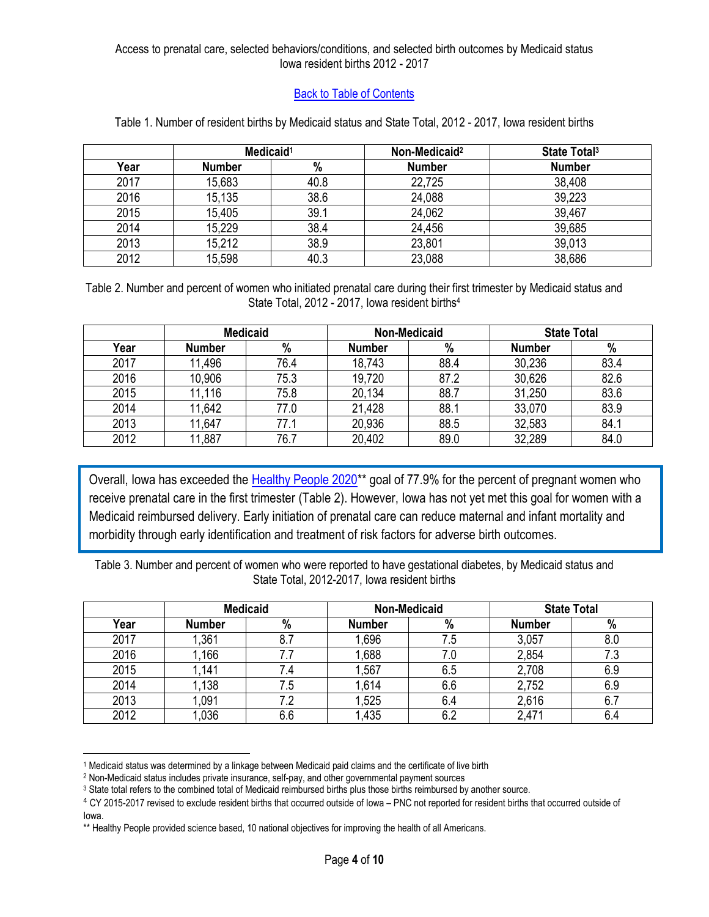Access to prenatal care, selected behaviors/conditions, and selected birth outcomes by Medicaid status
Iowa resident births 2012 - 2017

Back to Table of Contents

Table 1. Number of resident births by Medicaid status and State Total, 2012 - 2017, Iowa resident births

| | Medicaid[1] | | Non-Medicaid[2] | State Total[3] |
|---|---|---|---|---|
| Year | Number | % | Number | Number |
| 2017 | 15,683 | 40.8 | 22,725 | 38,408 |
| 2016 | 15,135 | 38.6 | 24,088 | 39,223 |
| 2015 | 15,405 | 39.1 | 24,062 | 39,467 |
| 2014 | 15,229 | 38.4 | 24,456 | 39,685 |
| 2013 | 15,212 | 38.9 | 23,801 | 39,013 |
| 2012 | 15,598 | 40.3 | 23,088 | 38,686 |

Table 2. Number and percent of women who initiated prenatal care during their first trimester by Medicaid status and State Total, 2012 - 2017, Iowa resident births[4]

| | Medicaid | | Non-Medicaid | | State Total | |
|---|---|---|---|---|---|---|
| Year | Number | % | Number | % | Number | % |
| 2017 | 11,496 | 76.4 | 18,743 | 88.4 | 30,236 | 83.4 |
| 2016 | 10,906 | 75.3 | 19,720 | 87.2 | 30,626 | 82.6 |
| 2015 | 11,116 | 75.8 | 20,134 | 88.7 | 31,250 | 83.6 |
| 2014 | 11,642 | 77.0 | 21,428 | 88.1 | 33,070 | 83.9 |
| 2013 | 11,647 | 77.1 | 20,936 | 88.5 | 32,583 | 84.1 |
| 2012 | 11,887 | 76.7 | 20,402 | 89.0 | 32,289 | 84.0 |

Overall, Iowa has exceeded the Healthy People 2020** goal of 77.9% for the percent of pregnant women who receive prenatal care in the first trimester (Table 2). However, Iowa has not yet met this goal for women with a Medicaid reimbursed delivery. Early initiation of prenatal care can reduce maternal and infant mortality and morbidity through early identification and treatment of risk factors for adverse birth outcomes.

Table 3. Number and percent of women who were reported to have gestational diabetes, by Medicaid status and State Total, 2012-2017, Iowa resident births

| | Medicaid | | Non-Medicaid | | State Total | |
|---|---|---|---|---|---|---|
| Year | Number | % | Number | % | Number | % |
| 2017 | 1,361 | 8.7 | 1,696 | 7.5 | 3,057 | 8.0 |
| 2016 | 1,166 | 7.7 | 1,688 | 7.0 | 2,854 | 7.3 |
| 2015 | 1,141 | 7.4 | 1,567 | 6.5 | 2,708 | 6.9 |
| 2014 | 1,138 | 7.5 | 1,614 | 6.6 | 2,752 | 6.9 |
| 2013 | 1,091 | 7.2 | 1,525 | 6.4 | 2,616 | 6.7 |
| 2012 | 1,036 | 6.6 | 1,435 | 6.2 | 2,471 | 6.4 |

[1] Medicaid status was determined by a linkage between Medicaid paid claims and the certificate of live birth
[2] Non-Medicaid status includes private insurance, self-pay, and other governmental payment sources
[3] State total refers to the combined total of Medicaid reimbursed births plus those births reimbursed by another source.
[4] CY 2015-2017 revised to exclude resident births that occurred outside of Iowa – PNC not reported for resident births that occurred outside of Iowa.
** Healthy People provided science based, 10 national objectives for improving the health of all Americans.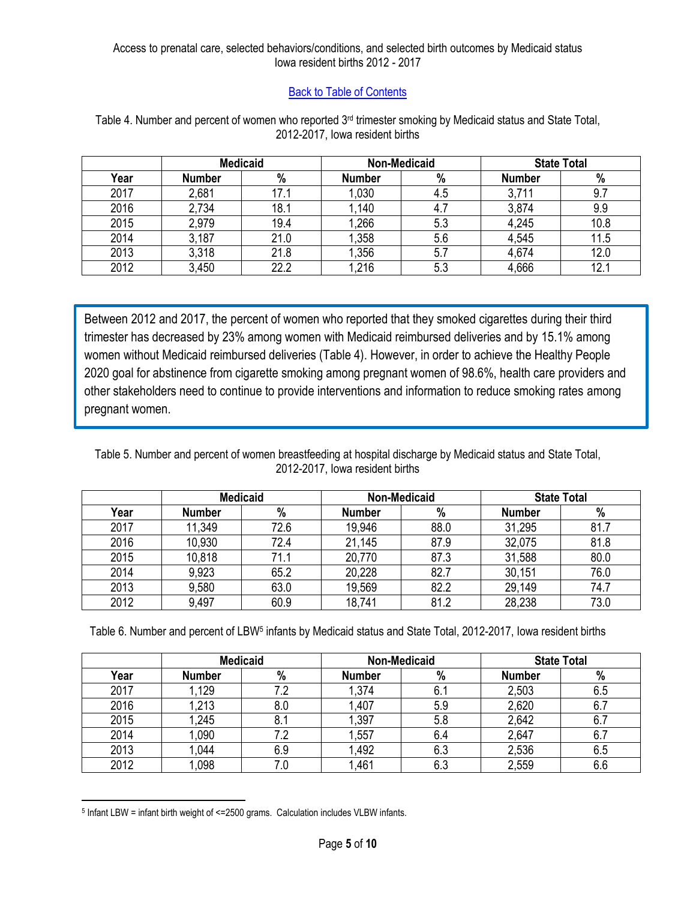Access to prenatal care, selected behaviors/conditions, and selected birth outcomes by Medicaid status
Iowa resident births 2012 - 2017

Back to Table of Contents

Table 4. Number and percent of women who reported 3rd trimester smoking by Medicaid status and State Total, 2012-2017, Iowa resident births

| | Medicaid | | Non-Medicaid | | State Total | |
|---|---|---|---|---|---|---|
| Year | Number | % | Number | % | Number | % |
| 2017 | 2,681 | 17.1 | 1,030 | 4.5 | 3,711 | 9.7 |
| 2016 | 2,734 | 18.1 | 1,140 | 4.7 | 3,874 | 9.9 |
| 2015 | 2,979 | 19.4 | 1,266 | 5.3 | 4,245 | 10.8 |
| 2014 | 3,187 | 21.0 | 1,358 | 5.6 | 4,545 | 11.5 |
| 2013 | 3,318 | 21.8 | 1,356 | 5.7 | 4,674 | 12.0 |
| 2012 | 3,450 | 22.2 | 1,216 | 5.3 | 4,666 | 12.1 |

Between 2012 and 2017, the percent of women who reported that they smoked cigarettes during their third trimester has decreased by 23% among women with Medicaid reimbursed deliveries and by 15.1% among women without Medicaid reimbursed deliveries (Table 4). However, in order to achieve the Healthy People 2020 goal for abstinence from cigarette smoking among pregnant women of 98.6%, health care providers and other stakeholders need to continue to provide interventions and information to reduce smoking rates among pregnant women.

Table 5. Number and percent of women breastfeeding at hospital discharge by Medicaid status and State Total, 2012-2017, Iowa resident births

| | Medicaid | | Non-Medicaid | | State Total | |
|---|---|---|---|---|---|---|
| Year | Number | % | Number | % | Number | % |
| 2017 | 11,349 | 72.6 | 19,946 | 88.0 | 31,295 | 81.7 |
| 2016 | 10,930 | 72.4 | 21,145 | 87.9 | 32,075 | 81.8 |
| 2015 | 10,818 | 71.1 | 20,770 | 87.3 | 31,588 | 80.0 |
| 2014 | 9,923 | 65.2 | 20,228 | 82.7 | 30,151 | 76.0 |
| 2013 | 9,580 | 63.0 | 19,569 | 82.2 | 29,149 | 74.7 |
| 2012 | 9,497 | 60.9 | 18,741 | 81.2 | 28,238 | 73.0 |

Table 6. Number and percent of LBW[5] infants by Medicaid status and State Total, 2012-2017, Iowa resident births

| | Medicaid | | Non-Medicaid | | State Total | |
|---|---|---|---|---|---|---|
| Year | Number | % | Number | % | Number | % |
| 2017 | 1,129 | 7.2 | 1,374 | 6.1 | 2,503 | 6.5 |
| 2016 | 1,213 | 8.0 | 1,407 | 5.9 | 2,620 | 6.7 |
| 2015 | 1,245 | 8.1 | 1,397 | 5.8 | 2,642 | 6.7 |
| 2014 | 1,090 | 7.2 | 1,557 | 6.4 | 2,647 | 6.7 |
| 2013 | 1,044 | 6.9 | 1,492 | 6.3 | 2,536 | 6.5 |
| 2012 | 1,098 | 7.0 | 1,461 | 6.3 | 2,559 | 6.6 |

[5] Infant LBW = infant birth weight of <=2500 grams. Calculation includes VLBW infants.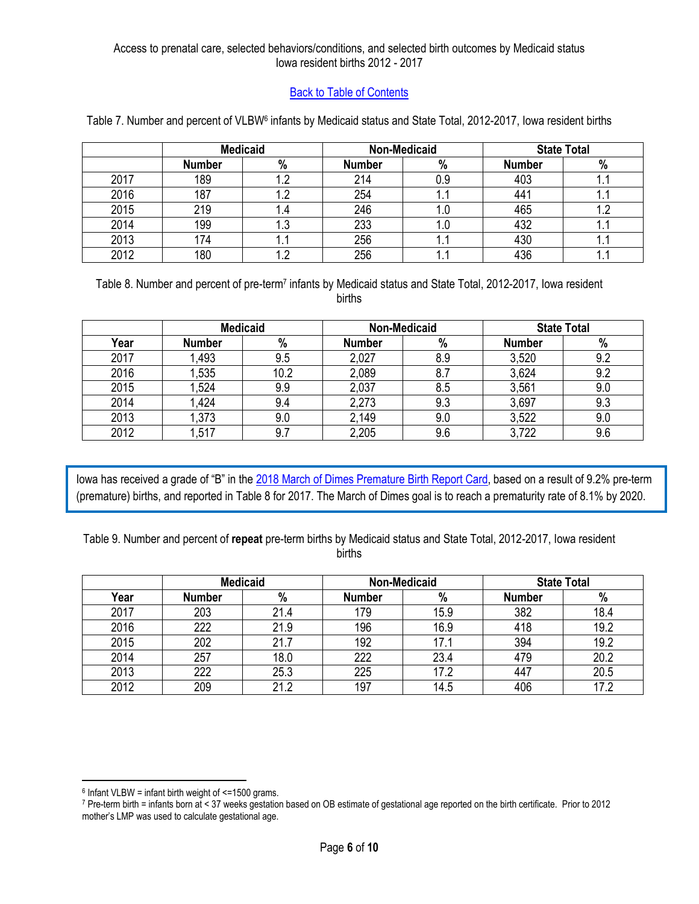Access to prenatal care, selected behaviors/conditions, and selected birth outcomes by Medicaid status
Iowa resident births 2012 - 2017

Back to Table of Contents

Table 7. Number and percent of VLBW[6] infants by Medicaid status and State Total, 2012-2017, Iowa resident births

| | Medicaid | | Non-Medicaid | | State Total | |
|---|---|---|---|---|---|---|
| | **Number** | **%** | **Number** | **%** | **Number** | **%** |
| 2017 | 189 | 1.2 | 214 | 0.9 | 403 | 1.1 |
| 2016 | 187 | 1.2 | 254 | 1.1 | 441 | 1.1 |
| 2015 | 219 | 1.4 | 246 | 1.0 | 465 | 1.2 |
| 2014 | 199 | 1.3 | 233 | 1.0 | 432 | 1.1 |
| 2013 | 174 | 1.1 | 256 | 1.1 | 430 | 1.1 |
| 2012 | 180 | 1.2 | 256 | 1.1 | 436 | 1.1 |

Table 8. Number and percent of pre-term[7] infants by Medicaid status and State Total, 2012-2017, Iowa resident births

| | Medicaid | | Non-Medicaid | | State Total | |
|---|---|---|---|---|---|---|
| **Year** | **Number** | **%** | **Number** | **%** | **Number** | **%** |
| 2017 | 1,493 | 9.5 | 2,027 | 8.9 | 3,520 | 9.2 |
| 2016 | 1,535 | 10.2 | 2,089 | 8.7 | 3,624 | 9.2 |
| 2015 | 1,524 | 9.9 | 2,037 | 8.5 | 3,561 | 9.0 |
| 2014 | 1,424 | 9.4 | 2,273 | 9.3 | 3,697 | 9.3 |
| 2013 | 1,373 | 9.0 | 2,149 | 9.0 | 3,522 | 9.0 |
| 2012 | 1,517 | 9.7 | 2,205 | 9.6 | 3,722 | 9.6 |

Iowa has received a grade of "B" in the 2018 March of Dimes Premature Birth Report Card, based on a result of 9.2% pre-term (premature) births, and reported in Table 8 for 2017. The March of Dimes goal is to reach a prematurity rate of 8.1% by 2020.

Table 9. Number and percent of **repeat** pre-term births by Medicaid status and State Total, 2012-2017, Iowa resident births

| | Medicaid | | Non-Medicaid | | State Total | |
|---|---|---|---|---|---|---|
| **Year** | **Number** | **%** | **Number** | **%** | **Number** | **%** |
| 2017 | 203 | 21.4 | 179 | 15.9 | 382 | 18.4 |
| 2016 | 222 | 21.9 | 196 | 16.9 | 418 | 19.2 |
| 2015 | 202 | 21.7 | 192 | 17.1 | 394 | 19.2 |
| 2014 | 257 | 18.0 | 222 | 23.4 | 479 | 20.2 |
| 2013 | 222 | 25.3 | 225 | 17.2 | 447 | 20.5 |
| 2012 | 209 | 21.2 | 197 | 14.5 | 406 | 17.2 |

[6] Infant VLBW = infant birth weight of <=1500 grams.
[7] Pre-term birth = infants born at < 37 weeks gestation based on OB estimate of gestational age reported on the birth certificate. Prior to 2012 mother's LMP was used to calculate gestational age.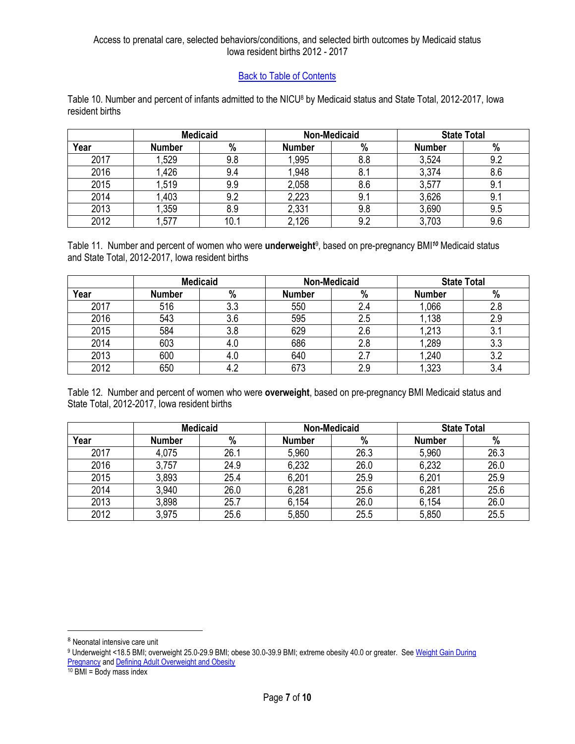Access to prenatal care, selected behaviors/conditions, and selected birth outcomes by Medicaid status
Iowa resident births 2012 - 2017

Back to Table of Contents

Table 10. Number and percent of infants admitted to the NICU[8] by Medicaid status and State Total, 2012-2017, Iowa resident births

| | Medicaid | | Non-Medicaid | | State Total | |
|---|---|---|---|---|---|---|
| Year | Number | % | Number | % | Number | % |
| 2017 | 1,529 | 9.8 | 1,995 | 8.8 | 3,524 | 9.2 |
| 2016 | 1,426 | 9.4 | 1,948 | 8.1 | 3,374 | 8.6 |
| 2015 | 1,519 | 9.9 | 2,058 | 8.6 | 3,577 | 9.1 |
| 2014 | 1,403 | 9.2 | 2,223 | 9.1 | 3,626 | 9.1 |
| 2013 | 1,359 | 8.9 | 2,331 | 9.8 | 3,690 | 9.5 |
| 2012 | 1,577 | 10.1 | 2,126 | 9.2 | 3,703 | 9.6 |

Table 11. Number and percent of women who were **underweight**[9], based on pre-pregnancy BMI[10] Medicaid status and State Total, 2012-2017, Iowa resident births

| | Medicaid | | Non-Medicaid | | State Total | |
|---|---|---|---|---|---|---|
| Year | Number | % | Number | % | Number | % |
| 2017 | 516 | 3.3 | 550 | 2.4 | 1,066 | 2.8 |
| 2016 | 543 | 3.6 | 595 | 2.5 | 1,138 | 2.9 |
| 2015 | 584 | 3.8 | 629 | 2.6 | 1,213 | 3.1 |
| 2014 | 603 | 4.0 | 686 | 2.8 | 1,289 | 3.3 |
| 2013 | 600 | 4.0 | 640 | 2.7 | 1,240 | 3.2 |
| 2012 | 650 | 4.2 | 673 | 2.9 | 1,323 | 3.4 |

Table 12. Number and percent of women who were **overweight**, based on pre-pregnancy BMI Medicaid status and State Total, 2012-2017, Iowa resident births

| | Medicaid | | Non-Medicaid | | State Total | |
|---|---|---|---|---|---|---|
| Year | Number | % | Number | % | Number | % |
| 2017 | 4,075 | 26.1 | 5,960 | 26.3 | 5,960 | 26.3 |
| 2016 | 3,757 | 24.9 | 6,232 | 26.0 | 6,232 | 26.0 |
| 2015 | 3,893 | 25.4 | 6,201 | 25.9 | 6,201 | 25.9 |
| 2014 | 3,940 | 26.0 | 6,281 | 25.6 | 6,281 | 25.6 |
| 2013 | 3,898 | 25.7 | 6,154 | 26.0 | 6,154 | 26.0 |
| 2012 | 3,975 | 25.6 | 5,850 | 25.5 | 5,850 | 25.5 |

[8] Neonatal intensive care unit

[9] Underweight <18.5 BMI; overweight 25.0-29.9 BMI; obese 30.0-39.9 BMI; extreme obesity 40.0 or greater. See Weight Gain During Pregnancy and Defining Adult Overweight and Obesity

[10] BMI = Body mass index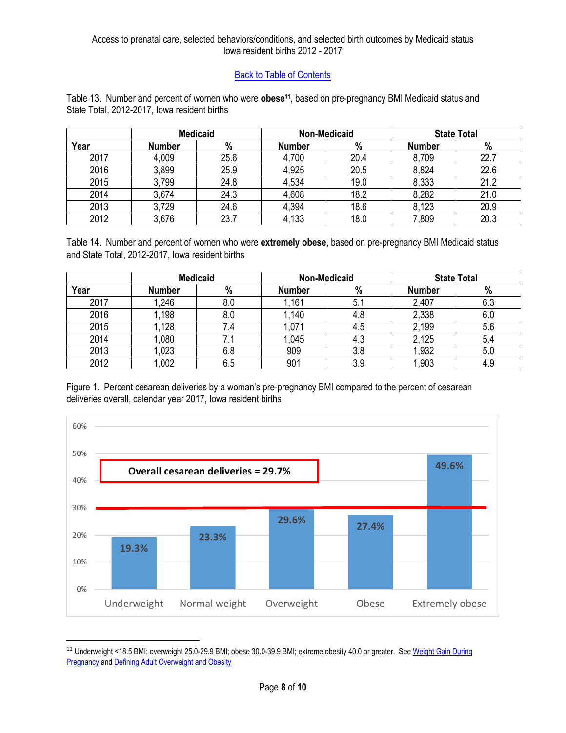[Back to Table of Contents](#)

Table 13. Number and percent of women who were **obese**[11], based on pre-pregnancy BMI Medicaid status and State Total, 2012-2017, Iowa resident births

| | Medicaid | | Non-Medicaid | | State Total | |
|---|---|---|---|---|---|---|
| **Year** | **Number** | **%** | **Number** | **%** | **Number** | **%** |
| 2017 | 4,009 | 25.6 | 4,700 | 20.4 | 8,709 | 22.7 |
| 2016 | 3,899 | 25.9 | 4,925 | 20.5 | 8,824 | 22.6 |
| 2015 | 3,799 | 24.8 | 4,534 | 19.0 | 8,333 | 21.2 |
| 2014 | 3,674 | 24.3 | 4,608 | 18.2 | 8,282 | 21.0 |
| 2013 | 3,729 | 24.6 | 4,394 | 18.6 | 8,123 | 20.9 |
| 2012 | 3,676 | 23.7 | 4,133 | 18.0 | 7,809 | 20.3 |

Table 14. Number and percent of women who were **extremely obese**, based on pre-pregnancy BMI Medicaid status and State Total, 2012-2017, Iowa resident births

| | Medicaid | | Non-Medicaid | | State Total | |
|---|---|---|---|---|---|---|
| **Year** | **Number** | **%** | **Number** | **%** | **Number** | **%** |
| 2017 | 1,246 | 8.0 | 1,161 | 5.1 | 2,407 | 6.3 |
| 2016 | 1,198 | 8.0 | 1,140 | 4.8 | 2,338 | 6.0 |
| 2015 | 1,128 | 7.4 | 1,071 | 4.5 | 2,199 | 5.6 |
| 2014 | 1,080 | 7.1 | 1,045 | 4.3 | 2,125 | 5.4 |
| 2013 | 1,023 | 6.8 | 909 | 3.8 | 1,932 | 5.0 |
| 2012 | 1,002 | 6.5 | 901 | 3.9 | 1,903 | 4.9 |

Figure 1. Percent cesarean deliveries by a woman's pre-pregnancy BMI compared to the percent of cesarean deliveries overall, calendar year 2017, Iowa resident births

**Overall cesarean deliveries = 29.7%**

| Underweight | Normal weight | Overweight | Obese | Extremely obese |
|---|---|---|---|---|
| 19.3% | 23.3% | 29.6% | 27.4% | 49.6% |

---

[11] Underweight <18.5 BMI; overweight 25.0-29.9 BMI; obese 30.0-39.9 BMI; extreme obesity 40.0 or greater. See [Weight Gain During Pregnancy](#) and [Defining Adult Overweight and Obesity](#)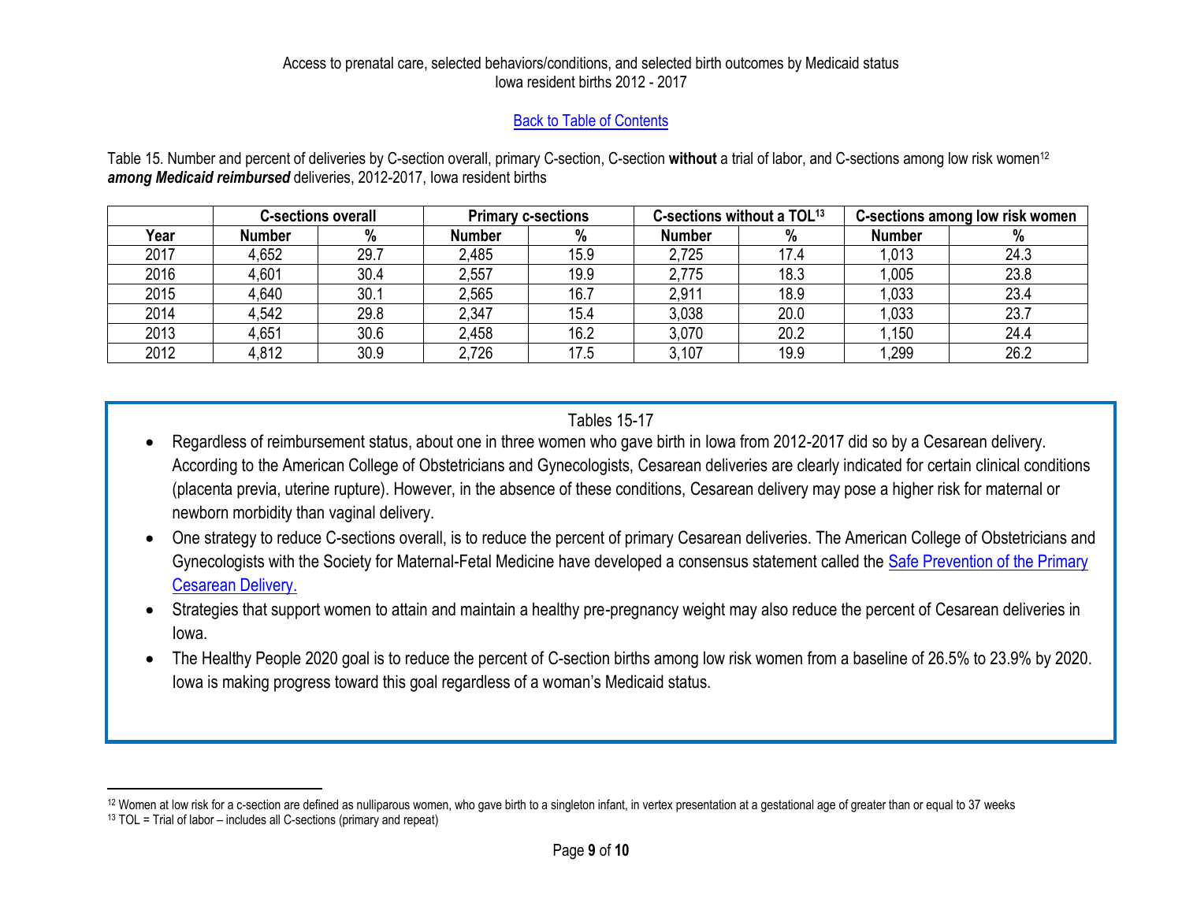Access to prenatal care, selected behaviors/conditions, and selected birth outcomes by Medicaid status
Iowa resident births 2012 - 2017

[Back to Table of Contents](#)

Table 15. Number and percent of deliveries by C-section overall, primary C-section, C-section **without** a trial of labor, and C-sections among low risk women[12] ***among Medicaid reimbursed*** deliveries, 2012-2017, Iowa resident births

| | C-sections overall | | Primary c-sections | | C-sections without a TOL[13] | | C-sections among low risk women | |
|---|---|---|---|---|---|---|---|---|
| Year | Number | % | Number | % | Number | % | Number | % |
| 2017 | 4,652 | 29.7 | 2,485 | 15.9 | 2,725 | 17.4 | 1,013 | 24.3 |
| 2016 | 4,601 | 30.4 | 2,557 | 19.9 | 2,775 | 18.3 | 1,005 | 23.8 |
| 2015 | 4,640 | 30.1 | 2,565 | 16.7 | 2,911 | 18.9 | 1,033 | 23.4 |
| 2014 | 4,542 | 29.8 | 2,347 | 15.4 | 3,038 | 20.0 | 1,033 | 23.7 |
| 2013 | 4,651 | 30.6 | 2,458 | 16.2 | 3,070 | 20.2 | 1,150 | 24.4 |
| 2012 | 4,812 | 30.9 | 2,726 | 17.5 | 3,107 | 19.9 | 1,299 | 26.2 |

Tables 15-17

- Regardless of reimbursement status, about one in three women who gave birth in Iowa from 2012-2017 did so by a Cesarean delivery. According to the American College of Obstetricians and Gynecologists, Cesarean deliveries are clearly indicated for certain clinical conditions (placenta previa, uterine rupture). However, in the absence of these conditions, Cesarean delivery may pose a higher risk for maternal or newborn morbidity than vaginal delivery.
- One strategy to reduce C-sections overall, is to reduce the percent of primary Cesarean deliveries. The American College of Obstetricians and Gynecologists with the Society for Maternal-Fetal Medicine have developed a consensus statement called the [Safe Prevention of the Primary Cesarean Delivery.](#)
- Strategies that support women to attain and maintain a healthy pre-pregnancy weight may also reduce the percent of Cesarean deliveries in Iowa.
- The Healthy People 2020 goal is to reduce the percent of C-section births among low risk women from a baseline of 26.5% to 23.9% by 2020. Iowa is making progress toward this goal regardless of a woman's Medicaid status.

---

[12] Women at low risk for a c-section are defined as nulliparous women, who gave birth to a singleton infant, in vertex presentation at a gestational age of greater than or equal to 37 weeks

[13] TOL = Trial of labor – includes all C-sections (primary and repeat)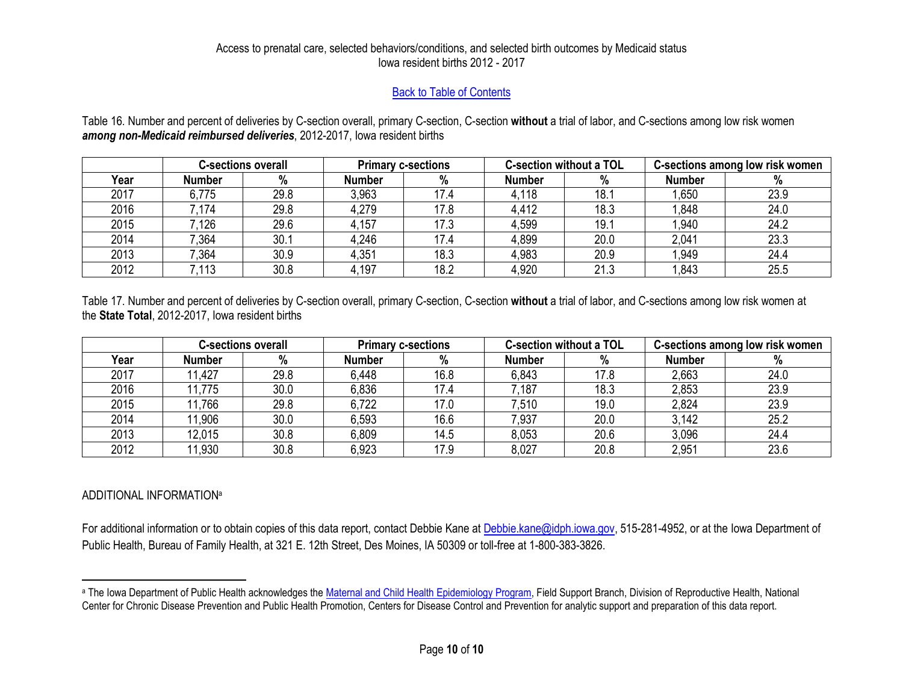Access to prenatal care, selected behaviors/conditions, and selected birth outcomes by Medicaid status
Iowa resident births 2012 - 2017

Back to Table of Contents

Table 16. Number and percent of deliveries by C-section overall, primary C-section, C-section **without** a trial of labor, and C-sections among low risk women ***among non-Medicaid reimbursed deliveries***, 2012-2017, Iowa resident births

| | C-sections overall | | Primary c-sections | | C-section without a TOL | | C-sections among low risk women | |
|---|---|---|---|---|---|---|---|---|
| Year | Number | % | Number | % | Number | % | Number | % |
| 2017 | 6,775 | 29.8 | 3,963 | 17.4 | 4,118 | 18.1 | 1,650 | 23.9 |
| 2016 | 7,174 | 29.8 | 4,279 | 17.8 | 4,412 | 18.3 | 1,848 | 24.0 |
| 2015 | 7,126 | 29.6 | 4,157 | 17.3 | 4,599 | 19.1 | 1,940 | 24.2 |
| 2014 | 7,364 | 30.1 | 4,246 | 17.4 | 4,899 | 20.0 | 2,041 | 23.3 |
| 2013 | 7,364 | 30.9 | 4,351 | 18.3 | 4,983 | 20.9 | 1,949 | 24.4 |
| 2012 | 7,113 | 30.8 | 4,197 | 18.2 | 4,920 | 21.3 | 1,843 | 25.5 |

Table 17. Number and percent of deliveries by C-section overall, primary C-section, C-section **without** a trial of labor, and C-sections among low risk women at the **State Total**, 2012-2017, Iowa resident births

| | C-sections overall | | Primary c-sections | | C-section without a TOL | | C-sections among low risk women | |
|---|---|---|---|---|---|---|---|---|
| Year | Number | % | Number | % | Number | % | Number | % |
| 2017 | 11,427 | 29.8 | 6,448 | 16.8 | 6,843 | 17.8 | 2,663 | 24.0 |
| 2016 | 11,775 | 30.0 | 6,836 | 17.4 | 7,187 | 18.3 | 2,853 | 23.9 |
| 2015 | 11,766 | 29.8 | 6,722 | 17.0 | 7,510 | 19.0 | 2,824 | 23.9 |
| 2014 | 11,906 | 30.0 | 6,593 | 16.6 | 7,937 | 20.0 | 3,142 | 25.2 |
| 2013 | 12,015 | 30.8 | 6,809 | 14.5 | 8,053 | 20.6 | 3,096 | 24.4 |
| 2012 | 11,930 | 30.8 | 6,923 | 17.9 | 8,027 | 20.8 | 2,951 | 23.6 |

ADDITIONAL INFORMATION[a]

For additional information or to obtain copies of this data report, contact Debbie Kane at Debbie.kane@idph.iowa.gov, 515-281-4952, or at the Iowa Department of Public Health, Bureau of Family Health, at 321 E. 12th Street, Des Moines, IA 50309 or toll-free at 1-800-383-3826.

---

[a] The Iowa Department of Public Health acknowledges the Maternal and Child Health Epidemiology Program, Field Support Branch, Division of Reproductive Health, National Center for Chronic Disease Prevention and Public Health Promotion, Centers for Disease Control and Prevention for analytic support and preparation of this data report.